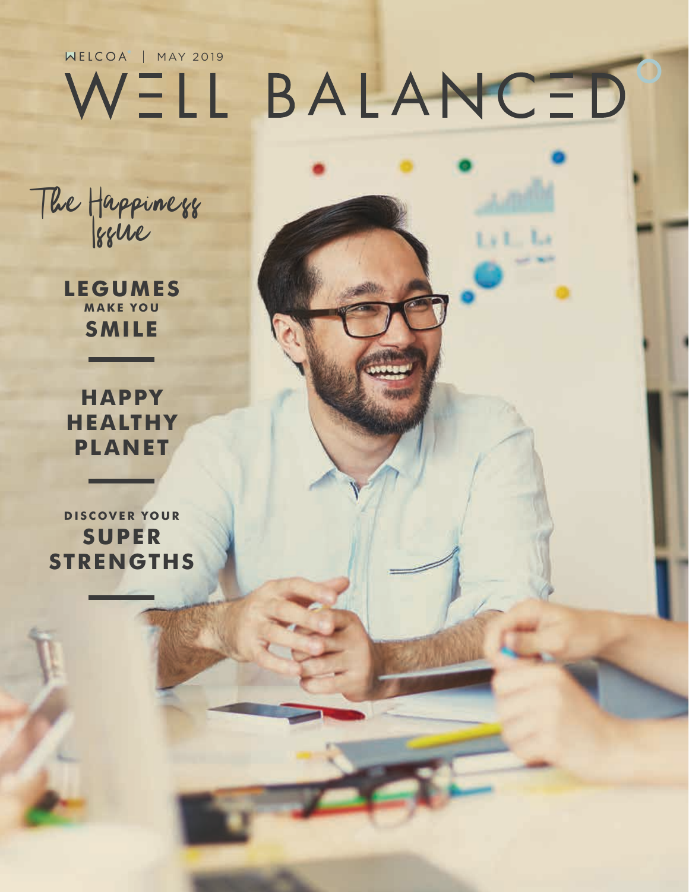WELCOA | MAY 2019

# WELL BALANCED

The Happiness Issue

**LEGUMES MAKE YOU SMILE**

**HAPPY HEALTHY PLANET**

**DISCOVER YOUR SUPER STRENGTHS**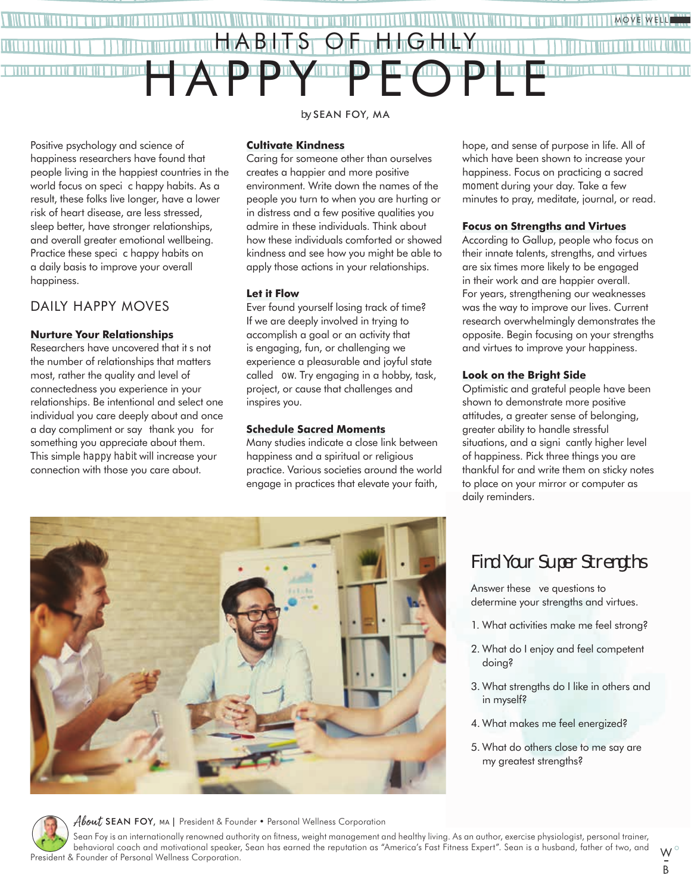# HABITS OF HIGHLY HAPPY PEOPLE

by SEAN FOY, MA

Positive psychology and science of happiness researchers have found that people living in the happiest countries in the world focus on speci c happy habits. As a result, these folks live longer, have a lower risk of heart disease, are less stressed, sleep better, have stronger relationships, and overall greater emotional wellbeing. Practice these speci c happy habits on a daily basis to improve your overall happiness.

## DAILY HAPPY MOVES

### Nurture Your Relationships

Researchers have uncovered that it s not the number of relationships that matters most, rather the quality and level of connectedness you experience in your relationships. Be intentional and select one individual you care deeply about and once a day compliment or say thank you for something you appreciate about them. This simple happy habit will increase your connection with those you care about.

### Cultivate Kindness

Caring for someone other than ourselves creates a happier and more positive environment. Write down the names of the people you turn to when you are hurting or in distress and a few positive qualities you admire in these individuals. Think about how these individuals comforted or showed kindness and see how you might be able to apply those actions in your relationships.

### Let it Flow

Ever found yourself losing track of time? If we are deeply involved in trying to accomplish a goal or an activity that is engaging, fun, or challenging we experience a pleasurable and joyful state called ow. Try engaging in a hobby, task, project, or cause that challenges and inspires you.

### Schedule Sacred Moments

Many studies indicate a close link between happiness and a spiritual or religious practice. Various societies around the world engage in practices that elevate your faith, hope, and sense of purpose in life. All of which have been shown to increase your happiness. Focus on practicing a sacred moment during your day. Take a few minutes to pray, meditate, journal, or read.

### Focus on Strengths and Virtues

According to Gallup, people who focus on their innate talents, strengths, and virtues are six times more likely to be engaged in their work and are happier overall. For years, strengthening our weaknesses was the way to improve our lives. Current research overwhelmingly demonstrates the opposite. Begin focusing on your strengths and virtues to improve your happiness.

### Look on the Bright Side

Optimistic and grateful people have been shown to demonstrate more positive attitudes, a greater sense of belonging, greater ability to handle stressful situations, and a signi cantly higher level of happiness. Pick three things you are thankful for and write them on sticky notes to place on your mirror or computer as daily reminders.

### Find Your Super Strengths

Answer these ve questions to determine your strengths and virtues.

1. What activities make me feel strong?
2. What do I enjoy and feel competent doing?
3. What strengths do I like in others and in myself?
4. What makes me feel energized?
5. What do others close to me say are my greatest strengths?

*About* SEAN FOY, MA | President & Founder • Personal Wellness Corporation

Sean Foy is an internationally renowned authority on fitness, weight management and healthy living. As an author, exercise physiologist, personal trainer, behavioral coach and motivational speaker, Sean has earned the reputation as "America's Fast Fitness Expert". Sean is a husband, father of two, and President & Founder of Personal Wellness Corporation.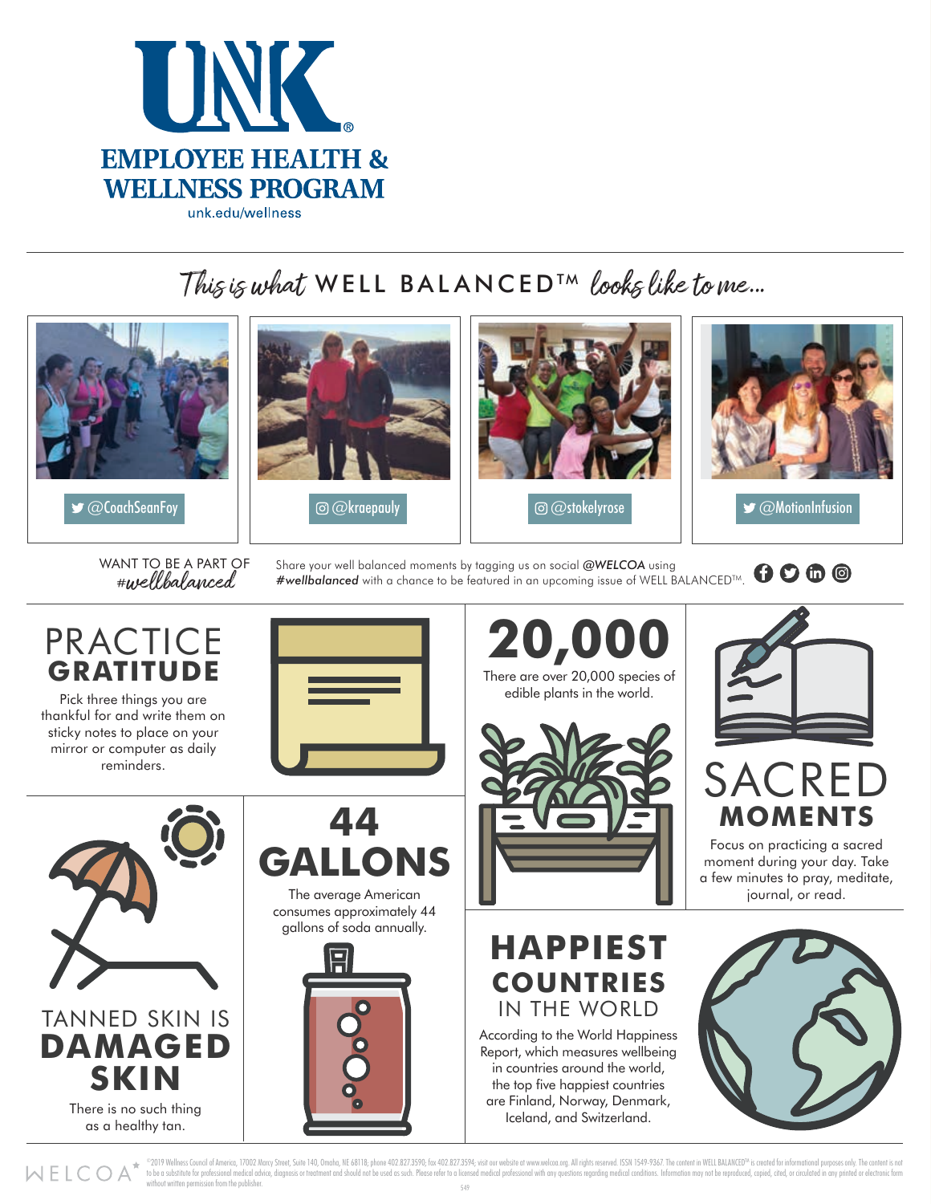# UNK EMPLOYEE HEALTH & WELLNESS PROGRAM

unk.edu/wellness

## *This is what* WELL BALANCED™ *looks like to me...*

@CoachSeanFoy

@kraepauly

@stokelyrose

@MotionInfusion

WANT TO BE A PART OF *#wellbalanced*

Share your well balanced moments by tagging us on social ***@WELCOA*** using ***#wellbalanced*** with a chance to be featured in an upcoming issue of WELL BALANCED™.

## PRACTICE **GRATITUDE**

Pick three things you are thankful for and write them on sticky notes to place on your mirror or computer as daily reminders.

## 20,000

There are over 20,000 species of edible plants in the world.

## SACRED **MOMENTS**

Focus on practicing a sacred moment during your day. Take a few minutes to pray, meditate, journal, or read.

## TANNED SKIN IS **DAMAGED SKIN**

There is no such thing as a healthy tan.

## 44 GALLONS

The average American consumes approximately 44 gallons of soda annually.

## HAPPIEST COUNTRIES IN THE WORLD

According to the World Happiness Report, which measures wellbeing in countries around the world, the top five happiest countries are Finland, Norway, Denmark, Iceland, and Switzerland.

WELCOA

©2019 Wellness Council of America, 17002 Marcy Street, Suite 140, Omaha, NE 68118; phone 402.827.3590; fax 402.827.3594; visit our website at www.welcoa.org. All rights reserved. ISSN 1549-9367. The content in WELL BALANCED™ is created for informational purposes only. The content is not to be a substitute for professional medical advice, diagnosis or treatment and should not be used as such. Please refer to a licensed medical professional with any questions regarding medical conditions. Information may not be reproduced, copied, cited, or circulated in any printed or electronic form without written permission from the publisher.